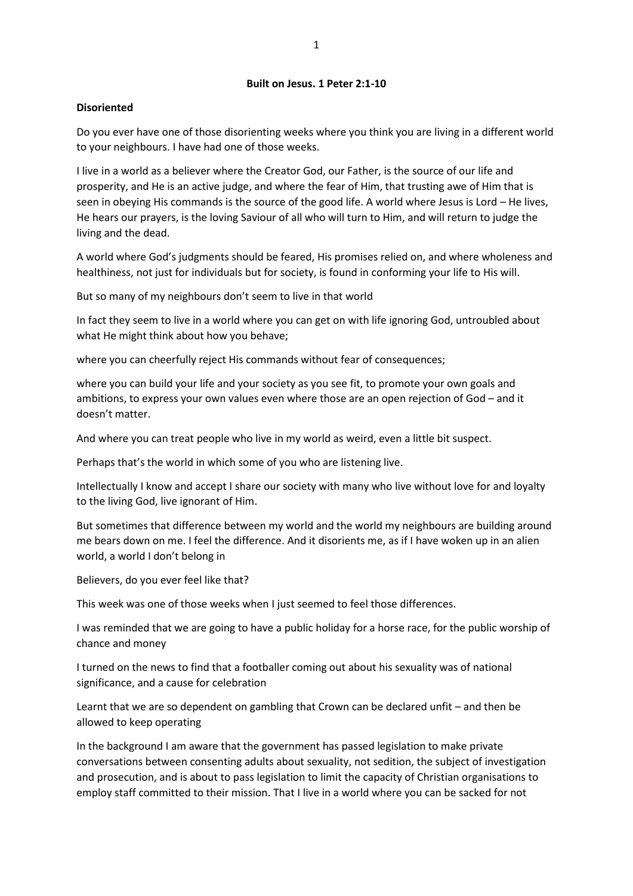**Built on Jesus. 1 Peter 2:1-10**

**Disoriented**

Do you ever have one of those disorienting weeks where you think you are living in a different world to your neighbours. I have had one of those weeks.

I live in a world as a believer where the Creator God, our Father, is the source of our life and prosperity, and He is an active judge, and where the fear of Him, that trusting awe of Him that is seen in obeying His commands is the source of the good life. A world where Jesus is Lord – He lives, He hears our prayers, is the loving Saviour of all who will turn to Him, and will return to judge the living and the dead.

A world where God's judgments should be feared, His promises relied on, and where wholeness and healthiness, not just for individuals but for society, is found in conforming your life to His will.

But so many of my neighbours don't seem to live in that world

In fact they seem to live in a world where you can get on with life ignoring God, untroubled about what He might think about how you behave;

where you can cheerfully reject His commands without fear of consequences;

where you can build your life and your society as you see fit, to promote your own goals and ambitions, to express your own values even where those are an open rejection of God – and it doesn't matter.

And where you can treat people who live in my world as weird, even a little bit suspect.

Perhaps that's the world in which some of you who are listening live.

Intellectually I know and accept I share our society with many who live without love for and loyalty to the living God, live ignorant of Him.

But sometimes that difference between my world and the world my neighbours are building around me bears down on me. I feel the difference. And it disorients me, as if I have woken up in an alien world, a world I don't belong in

Believers, do you ever feel like that?

This week was one of those weeks when I just seemed to feel those differences.

I was reminded that we are going to have a public holiday for a horse race, for the public worship of chance and money

I turned on the news to find that a footballer coming out about his sexuality was of national significance, and a cause for celebration

Learnt that we are so dependent on gambling that Crown can be declared unfit – and then be allowed to keep operating

In the background I am aware that the government has passed legislation to make private conversations between consenting adults about sexuality, not sedition, the subject of investigation and prosecution, and is about to pass legislation to limit the capacity of Christian organisations to employ staff committed to their mission. That I live in a world where you can be sacked for not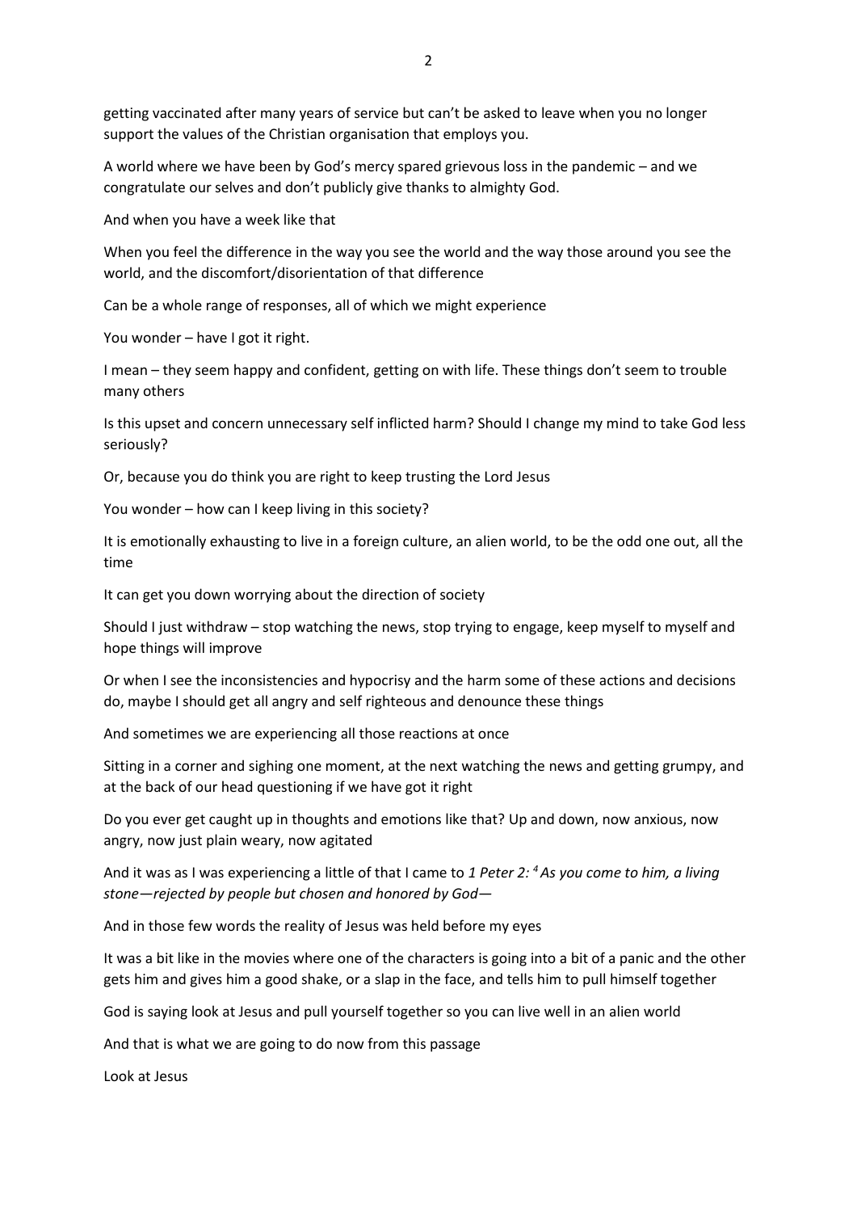getting vaccinated after many years of service but can't be asked to leave when you no longer support the values of the Christian organisation that employs you.

A world where we have been by God's mercy spared grievous loss in the pandemic – and we congratulate our selves and don't publicly give thanks to almighty God.

And when you have a week like that

When you feel the difference in the way you see the world and the way those around you see the world, and the discomfort/disorientation of that difference

Can be a whole range of responses, all of which we might experience

You wonder – have I got it right.

I mean – they seem happy and confident, getting on with life. These things don't seem to trouble many others

Is this upset and concern unnecessary self inflicted harm? Should I change my mind to take God less seriously?

Or, because you do think you are right to keep trusting the Lord Jesus

You wonder – how can I keep living in this society?

It is emotionally exhausting to live in a foreign culture, an alien world, to be the odd one out, all the time

It can get you down worrying about the direction of society

Should I just withdraw – stop watching the news, stop trying to engage, keep myself to myself and hope things will improve

Or when I see the inconsistencies and hypocrisy and the harm some of these actions and decisions do, maybe I should get all angry and self righteous and denounce these things

And sometimes we are experiencing all those reactions at once

Sitting in a corner and sighing one moment, at the next watching the news and getting grumpy, and at the back of our head questioning if we have got it right

Do you ever get caught up in thoughts and emotions like that? Up and down, now anxious, now angry, now just plain weary, now agitated

And it was as I was experiencing a little of that I came to *1 Peter 2: [4] As you come to him, a living stone—rejected by people but chosen and honored by God—*

And in those few words the reality of Jesus was held before my eyes

It was a bit like in the movies where one of the characters is going into a bit of a panic and the other gets him and gives him a good shake, or a slap in the face, and tells him to pull himself together

God is saying look at Jesus and pull yourself together so you can live well in an alien world

And that is what we are going to do now from this passage

Look at Jesus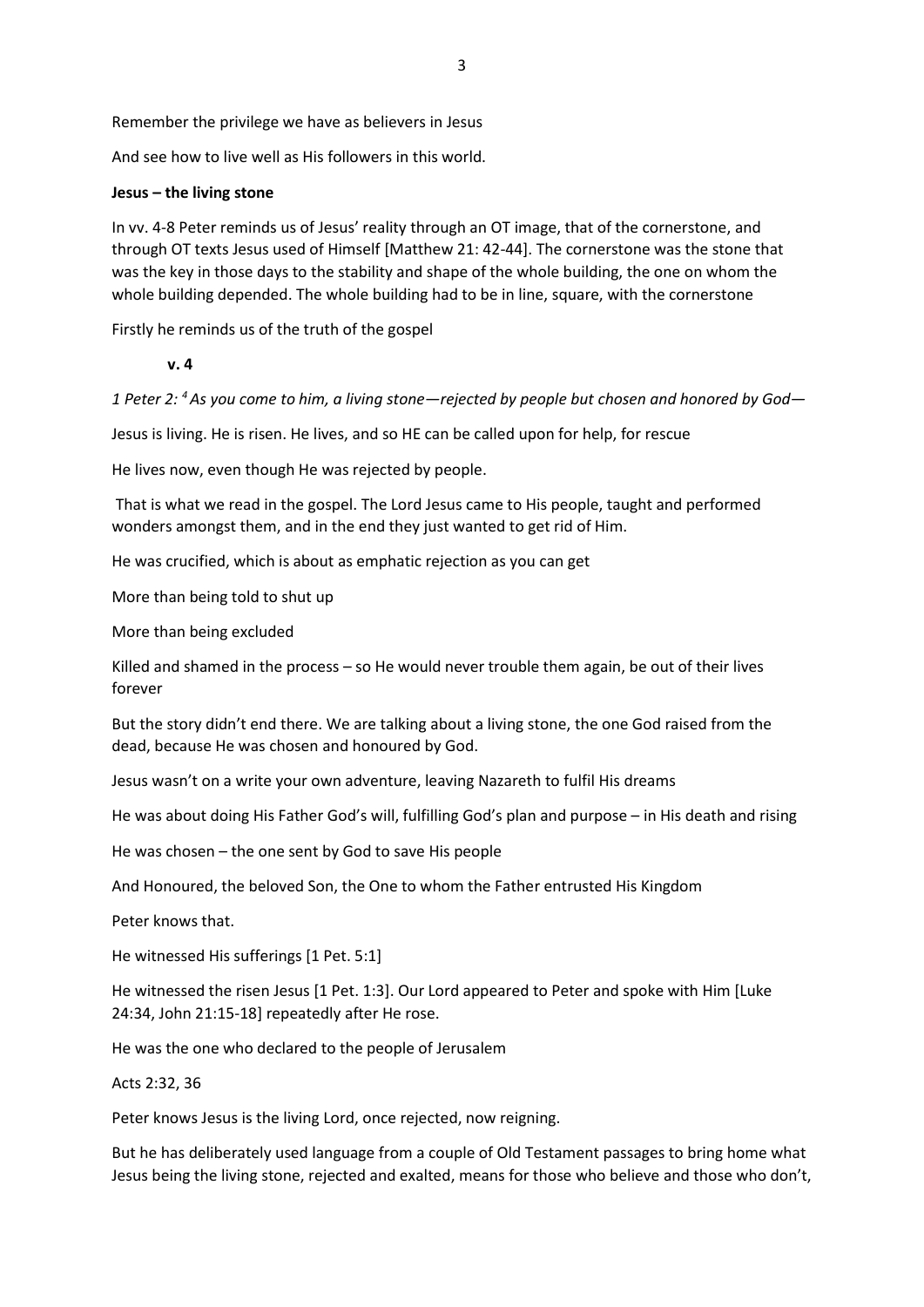Remember the privilege we have as believers in Jesus

And see how to live well as His followers in this world.

**Jesus – the living stone**

In vv. 4-8 Peter reminds us of Jesus' reality through an OT image, that of the cornerstone, and through OT texts Jesus used of Himself [Matthew 21: 42-44]. The cornerstone was the stone that was the key in those days to the stability and shape of the whole building, the one on whom the whole building depended. The whole building had to be in line, square, with the cornerstone

Firstly he reminds us of the truth of the gospel

**v. 4**

*1 Peter 2: [4] As you come to him, a living stone—rejected by people but chosen and honored by God—*

Jesus is living. He is risen. He lives, and so HE can be called upon for help, for rescue

He lives now, even though He was rejected by people.

That is what we read in the gospel. The Lord Jesus came to His people, taught and performed wonders amongst them, and in the end they just wanted to get rid of Him.

He was crucified, which is about as emphatic rejection as you can get

More than being told to shut up

More than being excluded

Killed and shamed in the process – so He would never trouble them again, be out of their lives forever

But the story didn't end there. We are talking about a living stone, the one God raised from the dead, because He was chosen and honoured by God.

Jesus wasn't on a write your own adventure, leaving Nazareth to fulfil His dreams

He was about doing His Father God's will, fulfilling God's plan and purpose – in His death and rising

He was chosen – the one sent by God to save His people

And Honoured, the beloved Son, the One to whom the Father entrusted His Kingdom

Peter knows that.

He witnessed His sufferings [1 Pet. 5:1]

He witnessed the risen Jesus [1 Pet. 1:3]. Our Lord appeared to Peter and spoke with Him [Luke 24:34, John 21:15-18] repeatedly after He rose.

He was the one who declared to the people of Jerusalem

Acts 2:32, 36

Peter knows Jesus is the living Lord, once rejected, now reigning.

But he has deliberately used language from a couple of Old Testament passages to bring home what Jesus being the living stone, rejected and exalted, means for those who believe and those who don't,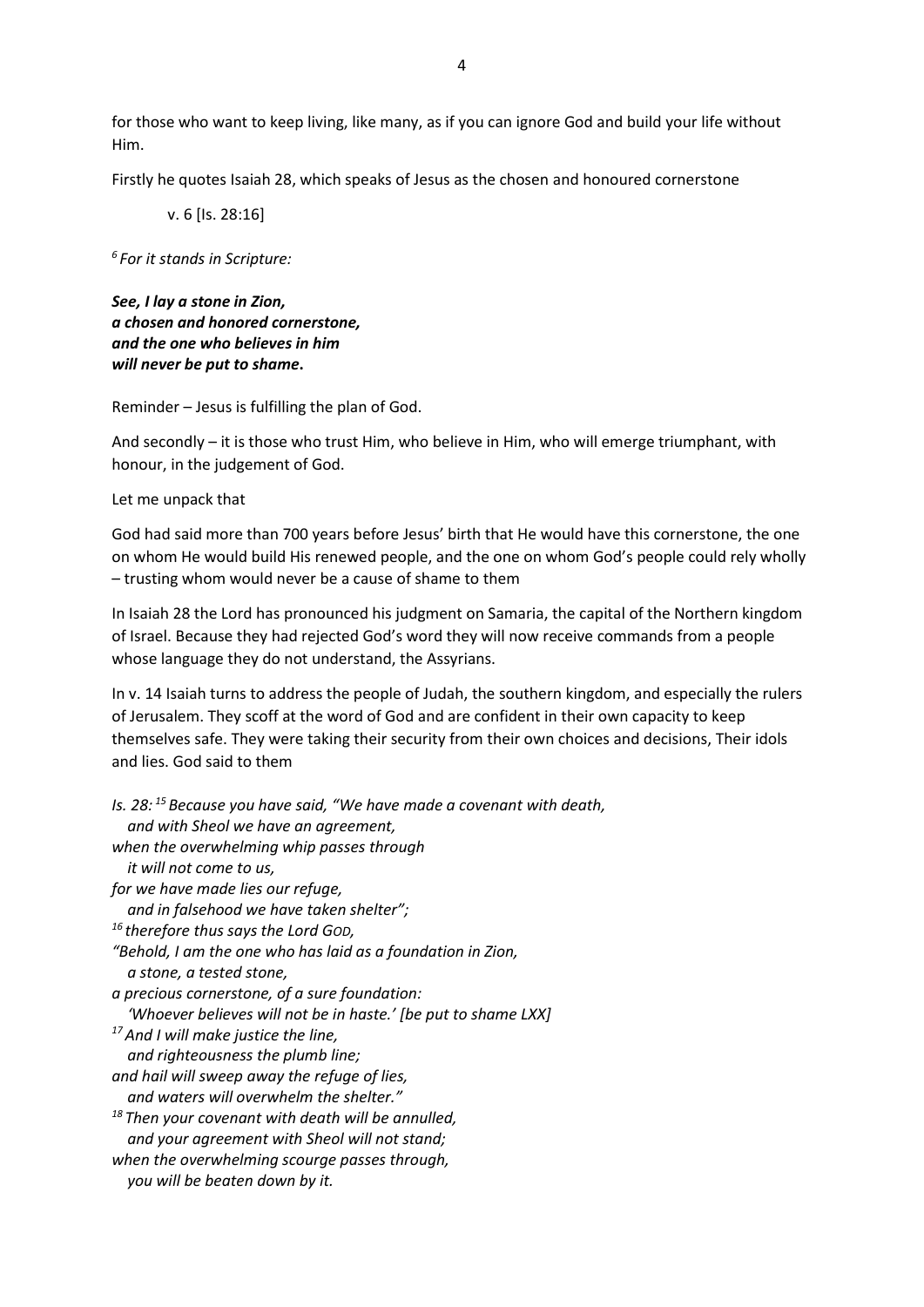for those who want to keep living, like many, as if you can ignore God and build your life without Him.

Firstly he quotes Isaiah 28, which speaks of Jesus as the chosen and honoured cornerstone

v. 6 [Is. 28:16]

*[6] For it stands in Scripture:*

***See, I lay a stone in Zion,***
***a chosen and honored cornerstone,***
***and the one who believes in him***
***will never be put to shame.***

Reminder – Jesus is fulfilling the plan of God.

And secondly – it is those who trust Him, who believe in Him, who will emerge triumphant, with honour, in the judgement of God.

Let me unpack that

God had said more than 700 years before Jesus' birth that He would have this cornerstone, the one on whom He would build His renewed people, and the one on whom God's people could rely wholly – trusting whom would never be a cause of shame to them

In Isaiah 28 the Lord has pronounced his judgment on Samaria, the capital of the Northern kingdom of Israel. Because they had rejected God's word they will now receive commands from a people whose language they do not understand, the Assyrians.

In v. 14 Isaiah turns to address the people of Judah, the southern kingdom, and especially the rulers of Jerusalem. They scoff at the word of God and are confident in their own capacity to keep themselves safe. They were taking their security from their own choices and decisions, Their idols and lies. God said to them

*Is. 28: [15] Because you have said, "We have made a covenant with death,*
*and with Sheol we have an agreement,*
*when the overwhelming whip passes through*
*it will not come to us,*
*for we have made lies our refuge,*
*and in falsehood we have taken shelter";*
*[16] therefore thus says the Lord GOD,*
*"Behold, I am the one who has laid as a foundation in Zion,*
*a stone, a tested stone,*
*a precious cornerstone, of a sure foundation:*
*'Whoever believes will not be in haste.' [be put to shame LXX]*
*[17] And I will make justice the line,*
*and righteousness the plumb line;*
*and hail will sweep away the refuge of lies,*
*and waters will overwhelm the shelter."*
*[18] Then your covenant with death will be annulled,*
*and your agreement with Sheol will not stand;*
*when the overwhelming scourge passes through,*
*you will be beaten down by it.*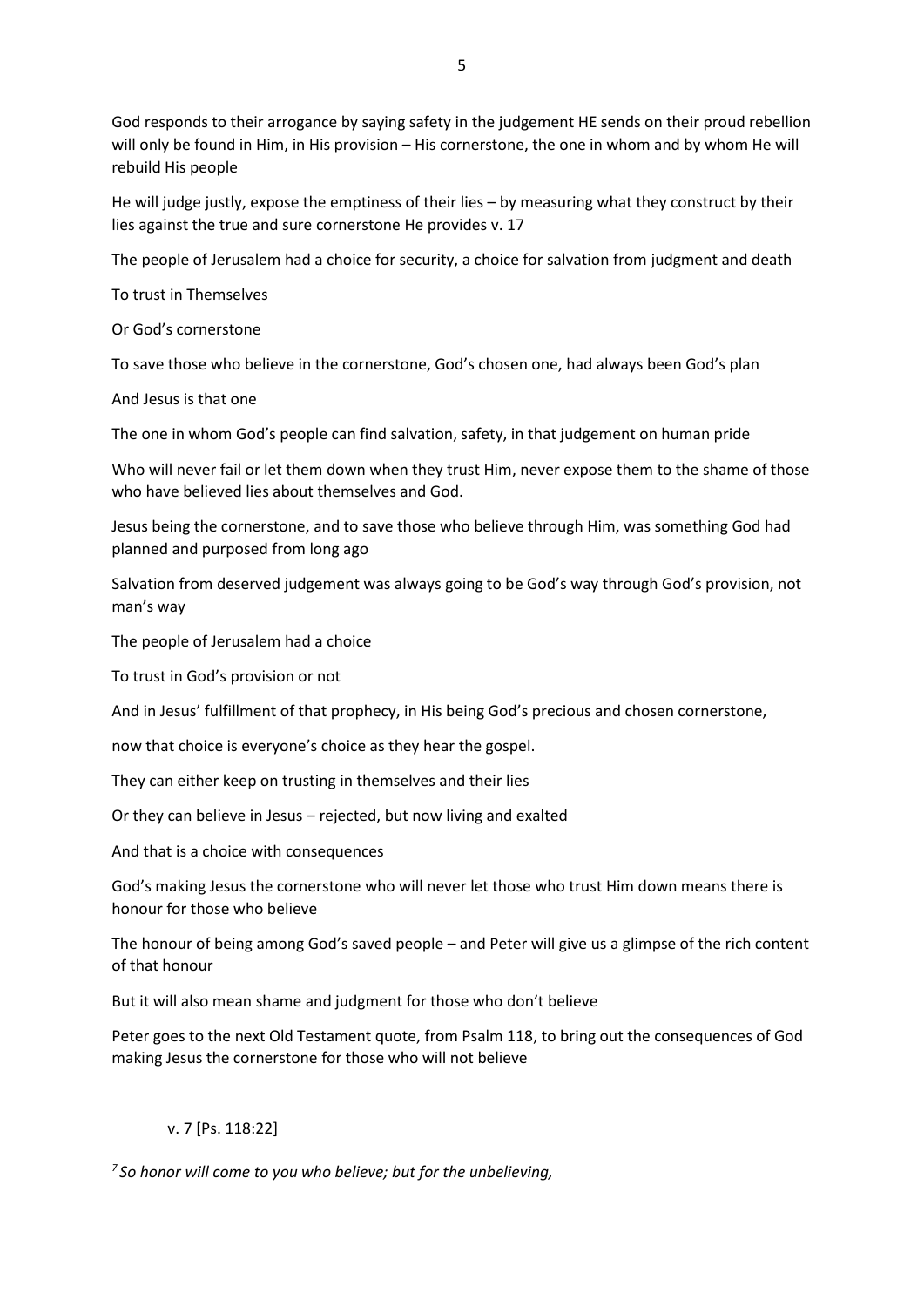God responds to their arrogance by saying safety in the judgement HE sends on their proud rebellion will only be found in Him, in His provision – His cornerstone, the one in whom and by whom He will rebuild His people

He will judge justly, expose the emptiness of their lies – by measuring what they construct by their lies against the true and sure cornerstone He provides v. 17

The people of Jerusalem had a choice for security, a choice for salvation from judgment and death

To trust in Themselves

Or God's cornerstone

To save those who believe in the cornerstone, God's chosen one, had always been God's plan

And Jesus is that one

The one in whom God's people can find salvation, safety, in that judgement on human pride

Who will never fail or let them down when they trust Him, never expose them to the shame of those who have believed lies about themselves and God.

Jesus being the cornerstone, and to save those who believe through Him, was something God had planned and purposed from long ago

Salvation from deserved judgement was always going to be God's way through God's provision, not man's way

The people of Jerusalem had a choice

To trust in God's provision or not

And in Jesus' fulfillment of that prophecy, in His being God's precious and chosen cornerstone,

now that choice is everyone's choice as they hear the gospel.

They can either keep on trusting in themselves and their lies

Or they can believe in Jesus – rejected, but now living and exalted

And that is a choice with consequences

God's making Jesus the cornerstone who will never let those who trust Him down means there is honour for those who believe

The honour of being among God's saved people – and Peter will give us a glimpse of the rich content of that honour

But it will also mean shame and judgment for those who don't believe

Peter goes to the next Old Testament quote, from Psalm 118, to bring out the consequences of God making Jesus the cornerstone for those who will not believe

v. 7 [Ps. 118:22]

*[7] So honor will come to you who believe; but for the unbelieving,*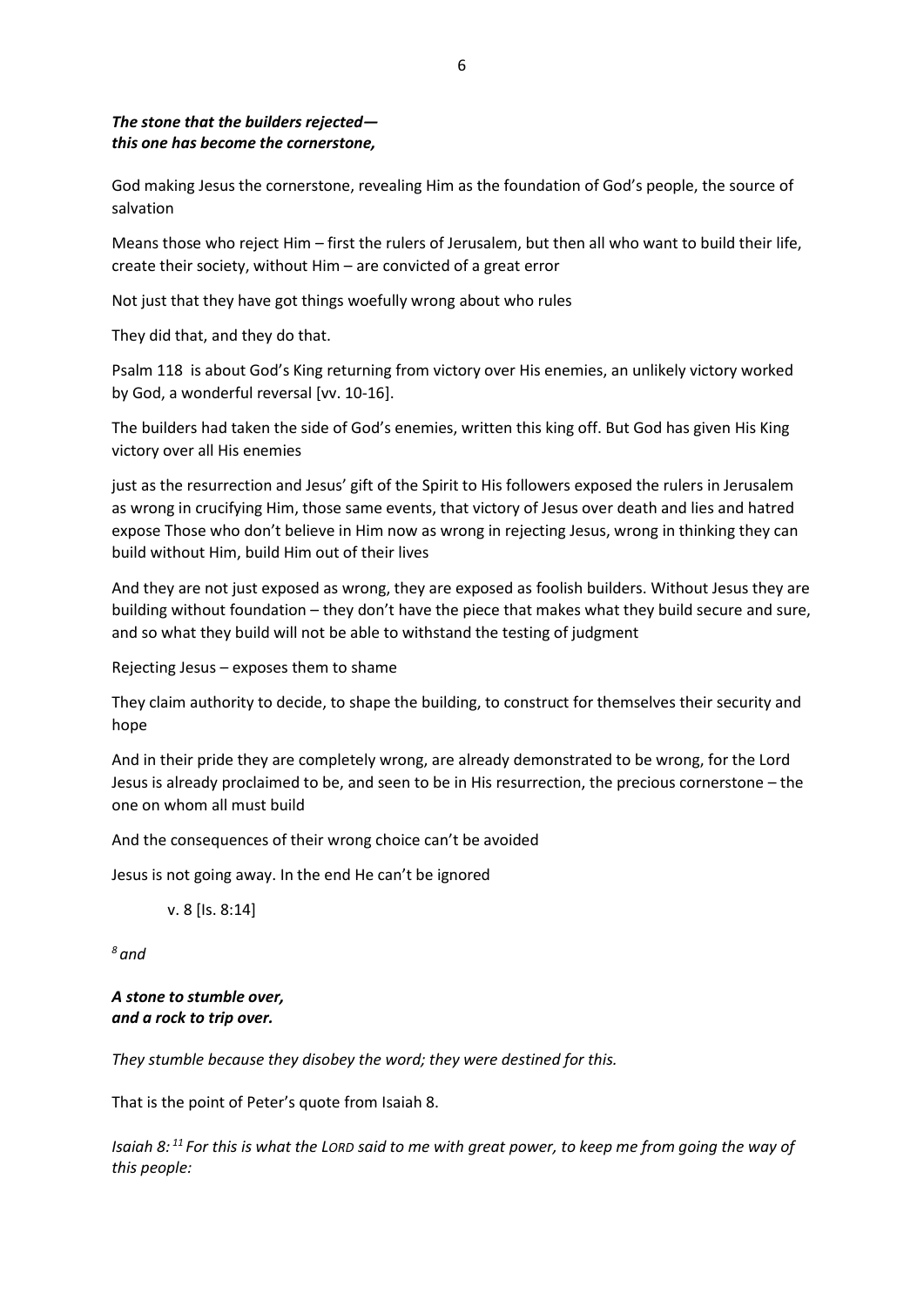***The stone that the builders rejected—***
***this one has become the cornerstone,***

God making Jesus the cornerstone, revealing Him as the foundation of God's people, the source of salvation

Means those who reject Him – first the rulers of Jerusalem, but then all who want to build their life, create their society, without Him – are convicted of a great error

Not just that they have got things woefully wrong about who rules

They did that, and they do that.

Psalm 118 is about God's King returning from victory over His enemies, an unlikely victory worked by God, a wonderful reversal [vv. 10-16].

The builders had taken the side of God's enemies, written this king off. But God has given His King victory over all His enemies

just as the resurrection and Jesus' gift of the Spirit to His followers exposed the rulers in Jerusalem as wrong in crucifying Him, those same events, that victory of Jesus over death and lies and hatred expose Those who don't believe in Him now as wrong in rejecting Jesus, wrong in thinking they can build without Him, build Him out of their lives

And they are not just exposed as wrong, they are exposed as foolish builders. Without Jesus they are building without foundation – they don't have the piece that makes what they build secure and sure, and so what they build will not be able to withstand the testing of judgment

Rejecting Jesus – exposes them to shame

They claim authority to decide, to shape the building, to construct for themselves their security and hope

And in their pride they are completely wrong, are already demonstrated to be wrong, for the Lord Jesus is already proclaimed to be, and seen to be in His resurrection, the precious cornerstone – the one on whom all must build

And the consequences of their wrong choice can't be avoided

Jesus is not going away. In the end He can't be ignored

v. 8 [Is. 8:14]

*8 and*

***A stone to stumble over,***
***and a rock to trip over.***

*They stumble because they disobey the word; they were destined for this.*

That is the point of Peter's quote from Isaiah 8.

*Isaiah 8: 11 For this is what the LORD said to me with great power, to keep me from going the way of this people:*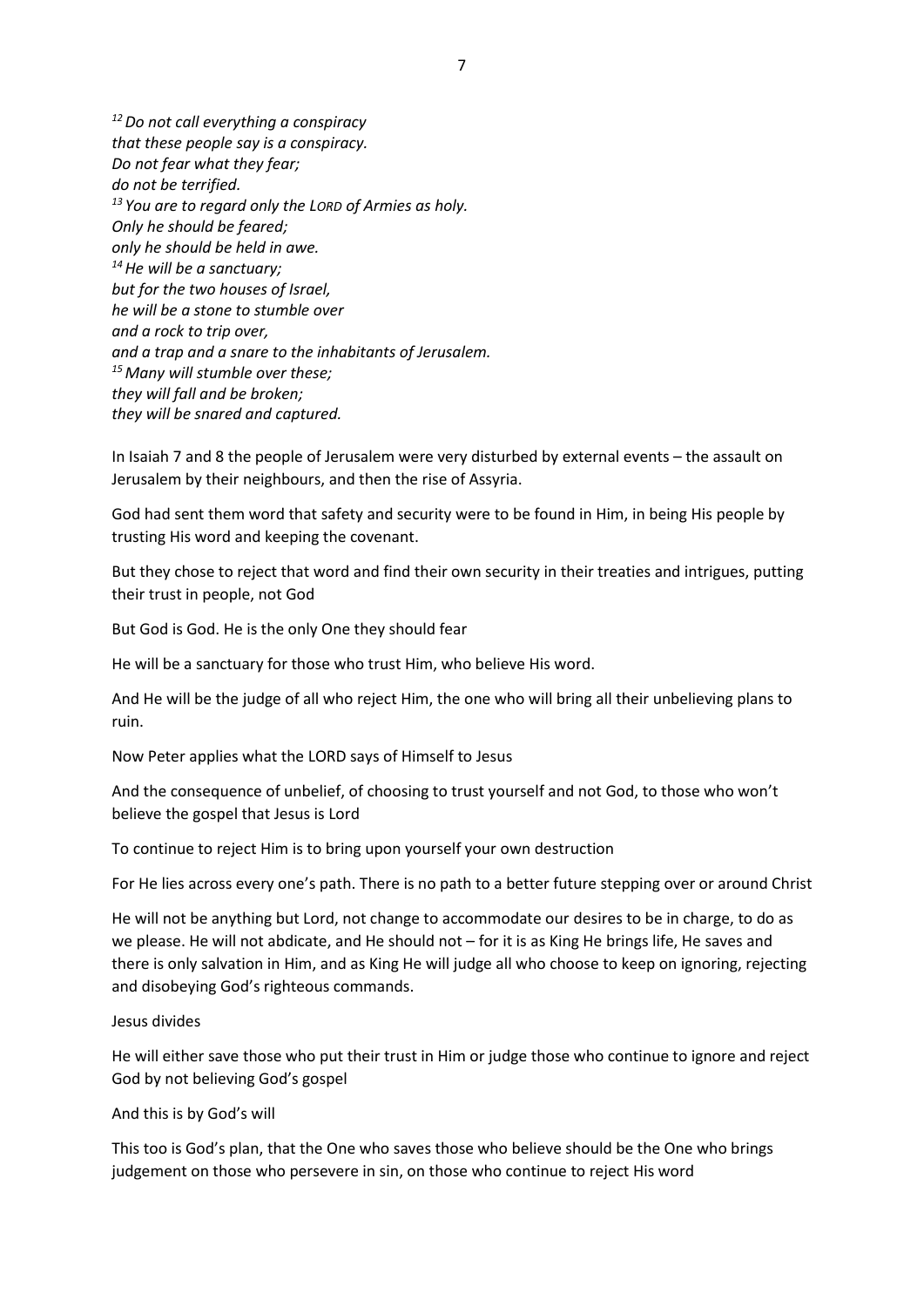*[12] Do not call everything a conspiracy*
*that these people say is a conspiracy.*
*Do not fear what they fear;*
*do not be terrified.*
*[13] You are to regard only the LORD of Armies as holy.*
*Only he should be feared;*
*only he should be held in awe.*
*[14] He will be a sanctuary;*
*but for the two houses of Israel,*
*he will be a stone to stumble over*
*and a rock to trip over,*
*and a trap and a snare to the inhabitants of Jerusalem.*
*[15] Many will stumble over these;*
*they will fall and be broken;*
*they will be snared and captured.*

In Isaiah 7 and 8 the people of Jerusalem were very disturbed by external events – the assault on Jerusalem by their neighbours, and then the rise of Assyria.

God had sent them word that safety and security were to be found in Him, in being His people by trusting His word and keeping the covenant.

But they chose to reject that word and find their own security in their treaties and intrigues, putting their trust in people, not God

But God is God. He is the only One they should fear

He will be a sanctuary for those who trust Him, who believe His word.

And He will be the judge of all who reject Him, the one who will bring all their unbelieving plans to ruin.

Now Peter applies what the LORD says of Himself to Jesus

And the consequence of unbelief, of choosing to trust yourself and not God, to those who won't believe the gospel that Jesus is Lord

To continue to reject Him is to bring upon yourself your own destruction

For He lies across every one's path. There is no path to a better future stepping over or around Christ

He will not be anything but Lord, not change to accommodate our desires to be in charge, to do as we please. He will not abdicate, and He should not – for it is as King He brings life, He saves and there is only salvation in Him, and as King He will judge all who choose to keep on ignoring, rejecting and disobeying God's righteous commands.

Jesus divides

He will either save those who put their trust in Him or judge those who continue to ignore and reject God by not believing God's gospel

And this is by God's will

This too is God's plan, that the One who saves those who believe should be the One who brings judgement on those who persevere in sin, on those who continue to reject His word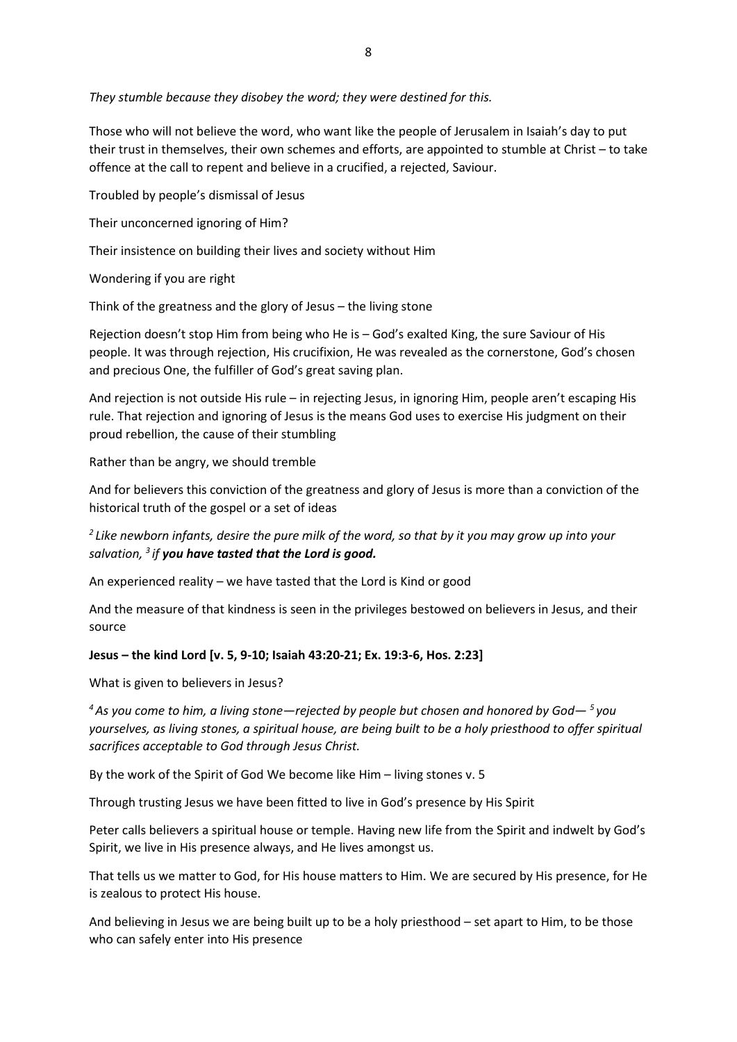*They stumble because they disobey the word; they were destined for this.*

Those who will not believe the word, who want like the people of Jerusalem in Isaiah's day to put their trust in themselves, their own schemes and efforts, are appointed to stumble at Christ – to take offence at the call to repent and believe in a crucified, a rejected, Saviour.

Troubled by people's dismissal of Jesus

Their unconcerned ignoring of Him?

Their insistence on building their lives and society without Him

Wondering if you are right

Think of the greatness and the glory of Jesus – the living stone

Rejection doesn't stop Him from being who He is – God's exalted King, the sure Saviour of His people. It was through rejection, His crucifixion, He was revealed as the cornerstone, God's chosen and precious One, the fulfiller of God's great saving plan.

And rejection is not outside His rule – in rejecting Jesus, in ignoring Him, people aren't escaping His rule. That rejection and ignoring of Jesus is the means God uses to exercise His judgment on their proud rebellion, the cause of their stumbling

Rather than be angry, we should tremble

And for believers this conviction of the greatness and glory of Jesus is more than a conviction of the historical truth of the gospel or a set of ideas

*[2] Like newborn infants, desire the pure milk of the word, so that by it you may grow up into your salvation, [3] if **you have tasted that the Lord is good.***

An experienced reality – we have tasted that the Lord is Kind or good

And the measure of that kindness is seen in the privileges bestowed on believers in Jesus, and their source

**Jesus – the kind Lord [v. 5, 9-10; Isaiah 43:20-21; Ex. 19:3-6, Hos. 2:23]**

What is given to believers in Jesus?

*[4] As you come to him, a living stone—rejected by people but chosen and honored by God— [5] you yourselves, as living stones, a spiritual house, are being built to be a holy priesthood to offer spiritual sacrifices acceptable to God through Jesus Christ.*

By the work of the Spirit of God We become like Him – living stones v. 5

Through trusting Jesus we have been fitted to live in God's presence by His Spirit

Peter calls believers a spiritual house or temple. Having new life from the Spirit and indwelt by God's Spirit, we live in His presence always, and He lives amongst us.

That tells us we matter to God, for His house matters to Him. We are secured by His presence, for He is zealous to protect His house.

And believing in Jesus we are being built up to be a holy priesthood – set apart to Him, to be those who can safely enter into His presence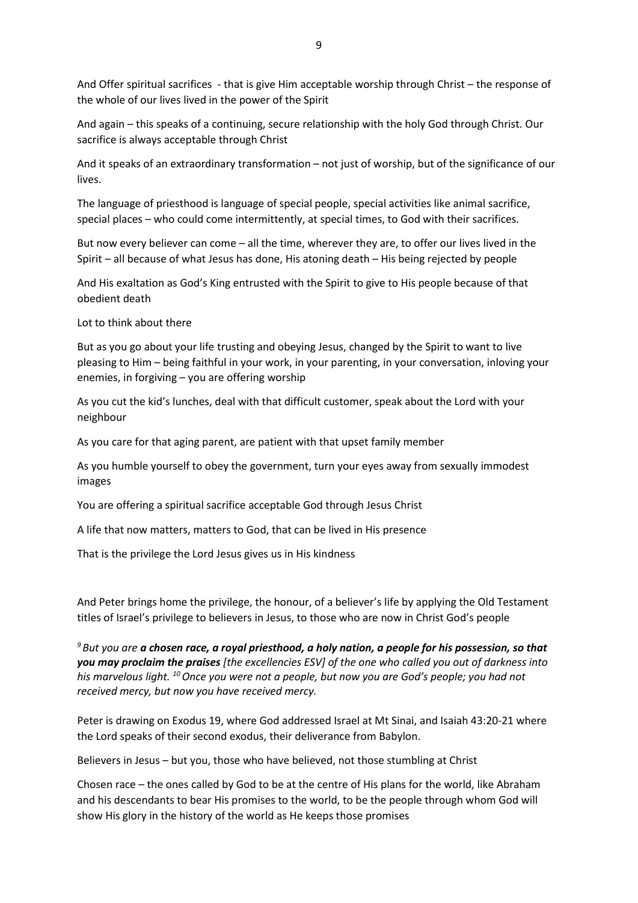And Offer spiritual sacrifices - that is give Him acceptable worship through Christ – the response of the whole of our lives lived in the power of the Spirit

And again – this speaks of a continuing, secure relationship with the holy God through Christ. Our sacrifice is always acceptable through Christ

And it speaks of an extraordinary transformation – not just of worship, but of the significance of our lives.

The language of priesthood is language of special people, special activities like animal sacrifice, special places – who could come intermittently, at special times, to God with their sacrifices.

But now every believer can come – all the time, wherever they are, to offer our lives lived in the Spirit – all because of what Jesus has done, His atoning death – His being rejected by people

And His exaltation as God's King entrusted with the Spirit to give to His people because of that obedient death

Lot to think about there

But as you go about your life trusting and obeying Jesus, changed by the Spirit to want to live pleasing to Him – being faithful in your work, in your parenting, in your conversation, inloving your enemies, in forgiving – you are offering worship

As you cut the kid's lunches, deal with that difficult customer, speak about the Lord with your neighbour

As you care for that aging parent, are patient with that upset family member

As you humble yourself to obey the government, turn your eyes away from sexually immodest images

You are offering a spiritual sacrifice acceptable God through Jesus Christ

A life that now matters, matters to God, that can be lived in His presence

That is the privilege the Lord Jesus gives us in His kindness

And Peter brings home the privilege, the honour, of a believer's life by applying the Old Testament titles of Israel's privilege to believers in Jesus, to those who are now in Christ God's people

*[9] But you are **a chosen race, a royal priesthood, a holy nation, a people for his possession, so that you may proclaim the praises** [the excellencies ESV] of the one who called you out of darkness into his marvelous light. [10] Once you were not a people, but now you are God's people; you had not received mercy, but now you have received mercy.*

Peter is drawing on Exodus 19, where God addressed Israel at Mt Sinai, and Isaiah 43:20-21 where the Lord speaks of their second exodus, their deliverance from Babylon.

Believers in Jesus – but you, those who have believed, not those stumbling at Christ

Chosen race – the ones called by God to be at the centre of His plans for the world, like Abraham and his descendants to bear His promises to the world, to be the people through whom God will show His glory in the history of the world as He keeps those promises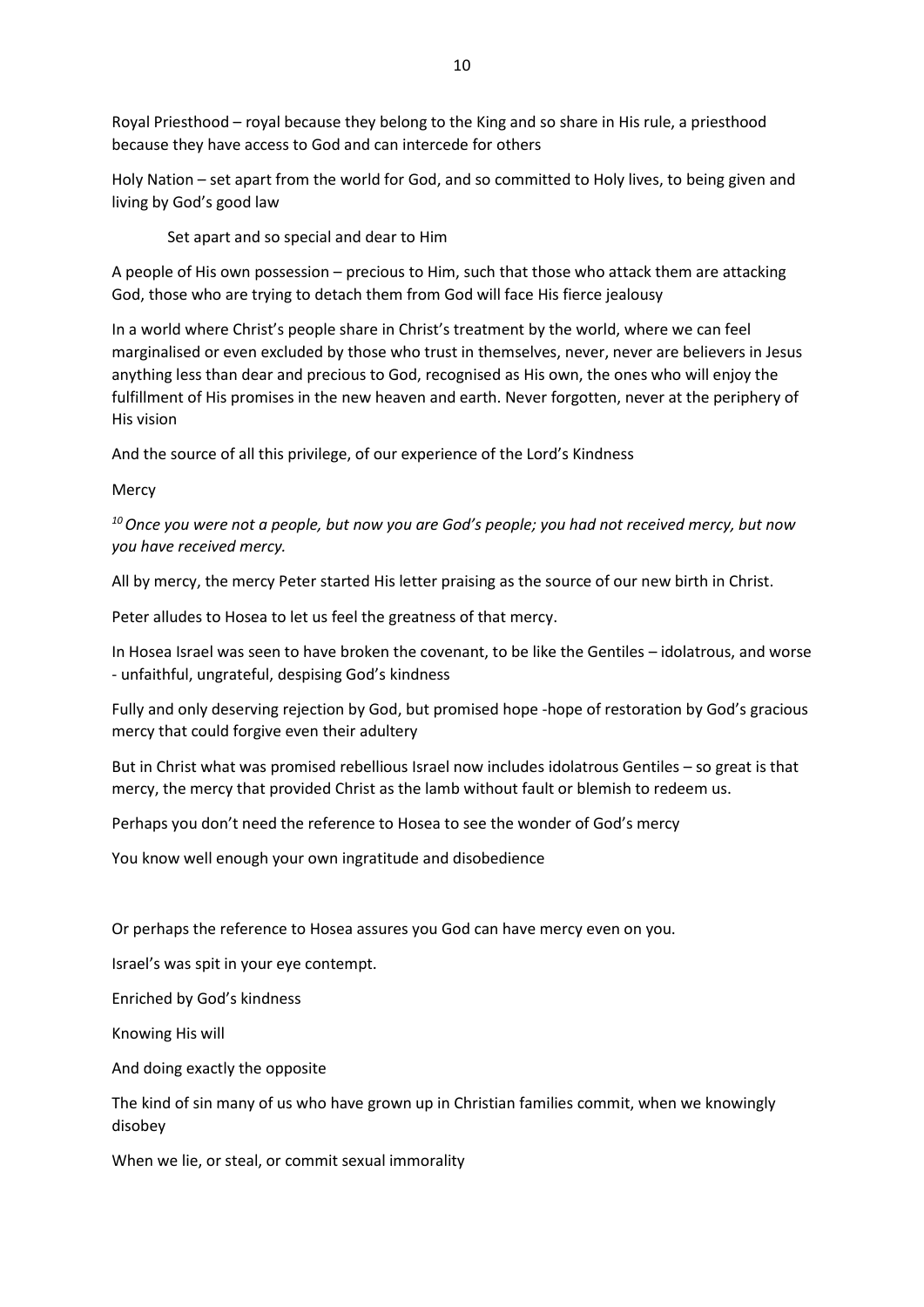Royal Priesthood – royal because they belong to the King and so share in His rule, a priesthood because they have access to God and can intercede for others

Holy Nation – set apart from the world for God, and so committed to Holy lives, to being given and living by God's good law

Set apart and so special and dear to Him

A people of His own possession – precious to Him, such that those who attack them are attacking God, those who are trying to detach them from God will face His fierce jealousy

In a world where Christ's people share in Christ's treatment by the world, where we can feel marginalised or even excluded by those who trust in themselves, never, never are believers in Jesus anything less than dear and precious to God, recognised as His own, the ones who will enjoy the fulfillment of His promises in the new heaven and earth. Never forgotten, never at the periphery of His vision

And the source of all this privilege, of our experience of the Lord's Kindness

Mercy

*[10] Once you were not a people, but now you are God's people; you had not received mercy, but now you have received mercy.*

All by mercy, the mercy Peter started His letter praising as the source of our new birth in Christ.

Peter alludes to Hosea to let us feel the greatness of that mercy.

In Hosea Israel was seen to have broken the covenant, to be like the Gentiles – idolatrous, and worse - unfaithful, ungrateful, despising God's kindness

Fully and only deserving rejection by God, but promised hope -hope of restoration by God's gracious mercy that could forgive even their adultery

But in Christ what was promised rebellious Israel now includes idolatrous Gentiles – so great is that mercy, the mercy that provided Christ as the lamb without fault or blemish to redeem us.

Perhaps you don't need the reference to Hosea to see the wonder of God's mercy

You know well enough your own ingratitude and disobedience

Or perhaps the reference to Hosea assures you God can have mercy even on you.

Israel's was spit in your eye contempt.

Enriched by God's kindness

Knowing His will

And doing exactly the opposite

The kind of sin many of us who have grown up in Christian families commit, when we knowingly disobey

When we lie, or steal, or commit sexual immorality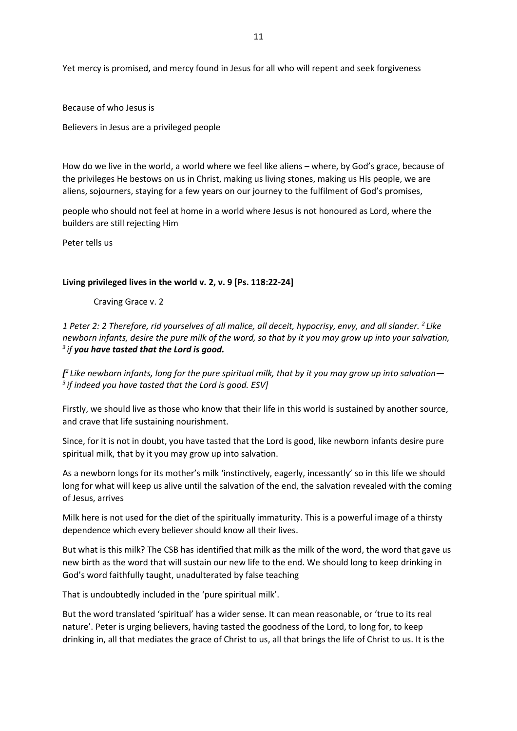Yet mercy is promised, and mercy found in Jesus for all who will repent and seek forgiveness

Because of who Jesus is

Believers in Jesus are a privileged people

How do we live in the world, a world where we feel like aliens – where, by God's grace, because of the privileges He bestows on us in Christ, making us living stones, making us His people, we are aliens, sojourners, staying for a few years on our journey to the fulfilment of God's promises,

people who should not feel at home in a world where Jesus is not honoured as Lord, where the builders are still rejecting Him

Peter tells us

**Living privileged lives in the world v. 2, v. 9 [Ps. 118:22-24]**

Craving Grace v. 2

*1 Peter 2: 2 Therefore, rid yourselves of all malice, all deceit, hypocrisy, envy, and all slander. [2] Like newborn infants, desire the pure milk of the word, so that by it you may grow up into your salvation, [3] if* ***you have tasted that the Lord is good.***

*[[2] Like newborn infants, long for the pure spiritual milk, that by it you may grow up into salvation— [3] if indeed you have tasted that the Lord is good. ESV]*

Firstly, we should live as those who know that their life in this world is sustained by another source, and crave that life sustaining nourishment.

Since, for it is not in doubt, you have tasted that the Lord is good, like newborn infants desire pure spiritual milk, that by it you may grow up into salvation.

As a newborn longs for its mother's milk 'instinctively, eagerly, incessantly' so in this life we should long for what will keep us alive until the salvation of the end, the salvation revealed with the coming of Jesus, arrives

Milk here is not used for the diet of the spiritually immaturity. This is a powerful image of a thirsty dependence which every believer should know all their lives.

But what is this milk? The CSB has identified that milk as the milk of the word, the word that gave us new birth as the word that will sustain our new life to the end. We should long to keep drinking in God's word faithfully taught, unadulterated by false teaching

That is undoubtedly included in the 'pure spiritual milk'.

But the word translated 'spiritual' has a wider sense. It can mean reasonable, or 'true to its real nature'. Peter is urging believers, having tasted the goodness of the Lord, to long for, to keep drinking in, all that mediates the grace of Christ to us, all that brings the life of Christ to us. It is the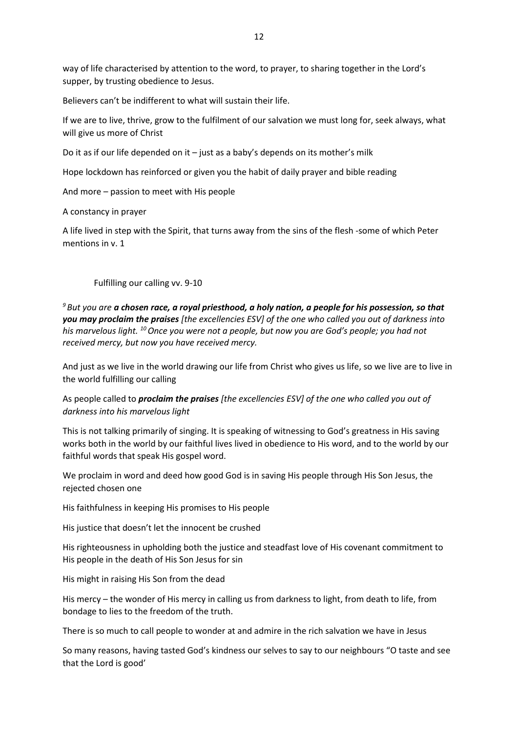way of life characterised by attention to the word, to prayer, to sharing together in the Lord's supper, by trusting obedience to Jesus.

Believers can't be indifferent to what will sustain their life.

If we are to live, thrive, grow to the fulfilment of our salvation we must long for, seek always, what will give us more of Christ

Do it as if our life depended on it – just as a baby's depends on its mother's milk

Hope lockdown has reinforced or given you the habit of daily prayer and bible reading

And more – passion to meet with His people

A constancy in prayer

A life lived in step with the Spirit, that turns away from the sins of the flesh -some of which Peter mentions in v. 1

Fulfilling our calling vv. 9-10

*[9] But you are **a chosen race, a royal priesthood, a holy nation, a people for his possession, so that you may proclaim the praises** [the excellencies ESV] of the one who called you out of darkness into his marvelous light. [10] Once you were not a people, but now you are God's people; you had not received mercy, but now you have received mercy.*

And just as we live in the world drawing our life from Christ who gives us life, so we live are to live in the world fulfilling our calling

As people called to ***proclaim the praises*** *[the excellencies ESV] of the one who called you out of darkness into his marvelous light*

This is not talking primarily of singing. It is speaking of witnessing to God's greatness in His saving works both in the world by our faithful lives lived in obedience to His word, and to the world by our faithful words that speak His gospel word.

We proclaim in word and deed how good God is in saving His people through His Son Jesus, the rejected chosen one

His faithfulness in keeping His promises to His people

His justice that doesn't let the innocent be crushed

His righteousness in upholding both the justice and steadfast love of His covenant commitment to His people in the death of His Son Jesus for sin

His might in raising His Son from the dead

His mercy – the wonder of His mercy in calling us from darkness to light, from death to life, from bondage to lies to the freedom of the truth.

There is so much to call people to wonder at and admire in the rich salvation we have in Jesus

So many reasons, having tasted God's kindness our selves to say to our neighbours "O taste and see that the Lord is good'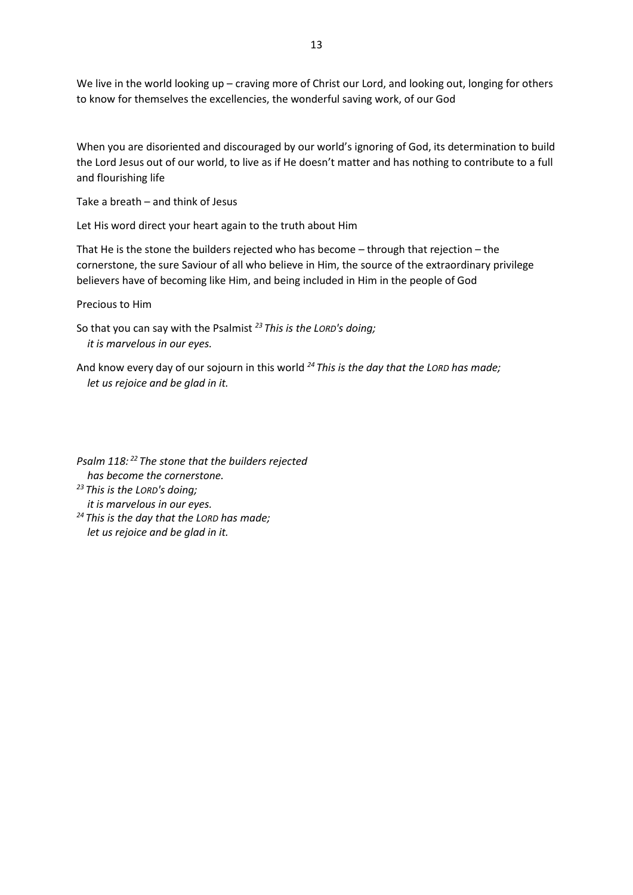We live in the world looking up – craving more of Christ our Lord, and looking out, longing for others to know for themselves the excellencies, the wonderful saving work, of our God

When you are disoriented and discouraged by our world's ignoring of God, its determination to build the Lord Jesus out of our world, to live as if He doesn't matter and has nothing to contribute to a full and flourishing life

Take a breath – and think of Jesus

Let His word direct your heart again to the truth about Him

That He is the stone the builders rejected who has become – through that rejection – the cornerstone, the sure Saviour of all who believe in Him, the source of the extraordinary privilege believers have of becoming like Him, and being included in Him in the people of God

Precious to Him

So that you can say with the Psalmist [23] *This is the LORD's doing;*
*it is marvelous in our eyes.*

And know every day of our sojourn in this world [24] *This is the day that the LORD has made;*
*let us rejoice and be glad in it.*

*Psalm 118:* [22] *The stone that the builders rejected*
*has become the cornerstone.*
[23] *This is the LORD's doing;*
*it is marvelous in our eyes.*
[24] *This is the day that the LORD has made;*
*let us rejoice and be glad in it.*